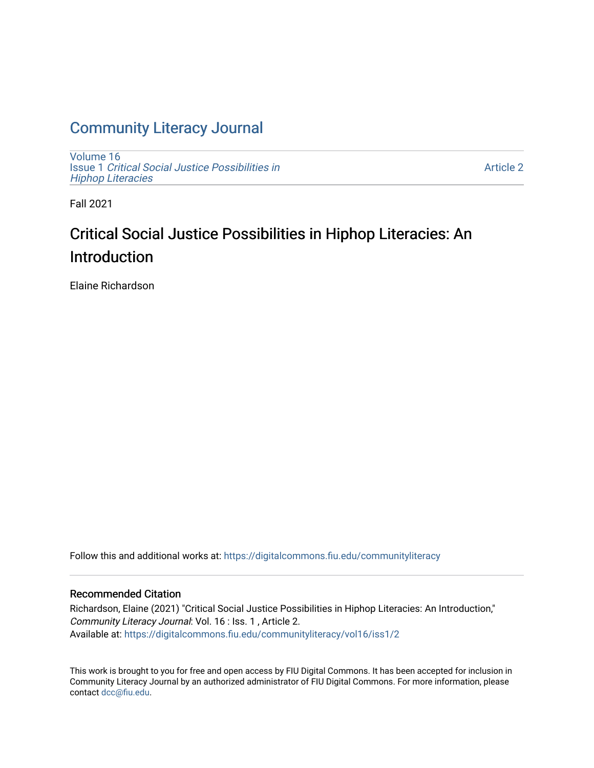# Community Literacy Journal

Volume 16
Issue 1 *Critical Social Justice Possibilities in Hiphop Literacies*

Article 2

Fall 2021

## Critical Social Justice Possibilities in Hiphop Literacies: An Introduction

Elaine Richardson

Follow this and additional works at: https://digitalcommons.fiu.edu/communityliteracy

### Recommended Citation

Richardson, Elaine (2021) "Critical Social Justice Possibilities in Hiphop Literacies: An Introduction," *Community Literacy Journal*: Vol. 16 : Iss. 1 , Article 2.
Available at: https://digitalcommons.fiu.edu/communityliteracy/vol16/iss1/2

This work is brought to you for free and open access by FIU Digital Commons. It has been accepted for inclusion in Community Literacy Journal by an authorized administrator of FIU Digital Commons. For more information, please contact dcc@fiu.edu.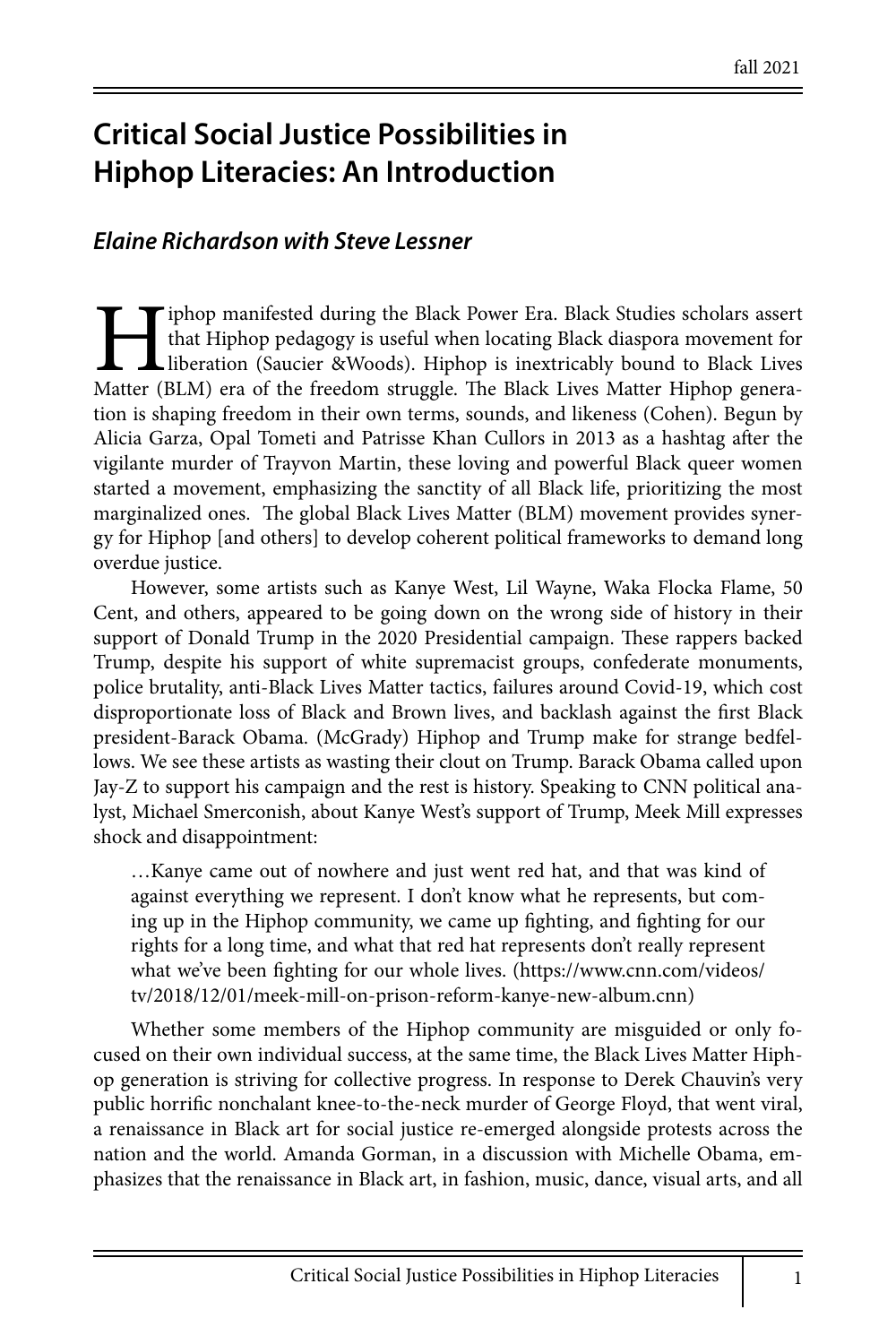# Critical Social Justice Possibilities in Hiphop Literacies: An Introduction

### *Elaine Richardson with Steve Lessner*

Hiphop manifested during the Black Power Era. Black Studies scholars assert that Hiphop pedagogy is useful when locating Black diaspora movement for liberation (Saucier &Woods). Hiphop is inextricably bound to Black Lives Matter (BLM) era of the freedom struggle. The Black Lives Matter Hiphop generation is shaping freedom in their own terms, sounds, and likeness (Cohen). Begun by Alicia Garza, Opal Tometi and Patrisse Khan Cullors in 2013 as a hashtag after the vigilante murder of Trayvon Martin, these loving and powerful Black queer women started a movement, emphasizing the sanctity of all Black life, prioritizing the most marginalized ones. The global Black Lives Matter (BLM) movement provides synergy for Hiphop [and others] to develop coherent political frameworks to demand long overdue justice.

However, some artists such as Kanye West, Lil Wayne, Waka Flocka Flame, 50 Cent, and others, appeared to be going down on the wrong side of history in their support of Donald Trump in the 2020 Presidential campaign. These rappers backed Trump, despite his support of white supremacist groups, confederate monuments, police brutality, anti-Black Lives Matter tactics, failures around Covid-19, which cost disproportionate loss of Black and Brown lives, and backlash against the first Black president-Barack Obama. (McGrady) Hiphop and Trump make for strange bedfellows. We see these artists as wasting their clout on Trump. Barack Obama called upon Jay-Z to support his campaign and the rest is history. Speaking to CNN political analyst, Michael Smerconish, about Kanye West's support of Trump, Meek Mill expresses shock and disappointment:

> …Kanye came out of nowhere and just went red hat, and that was kind of against everything we represent. I don't know what he represents, but coming up in the Hiphop community, we came up fighting, and fighting for our rights for a long time, and what that red hat represents don't really represent what we've been fighting for our whole lives. (https://www.cnn.com/videos/tv/2018/12/01/meek-mill-on-prison-reform-kanye-new-album.cnn)

Whether some members of the Hiphop community are misguided or only focused on their own individual success, at the same time, the Black Lives Matter Hiphop generation is striving for collective progress. In response to Derek Chauvin's very public horrific nonchalant knee-to-the-neck murder of George Floyd, that went viral, a renaissance in Black art for social justice re-emerged alongside protests across the nation and the world. Amanda Gorman, in a discussion with Michelle Obama, emphasizes that the renaissance in Black art, in fashion, music, dance, visual arts, and all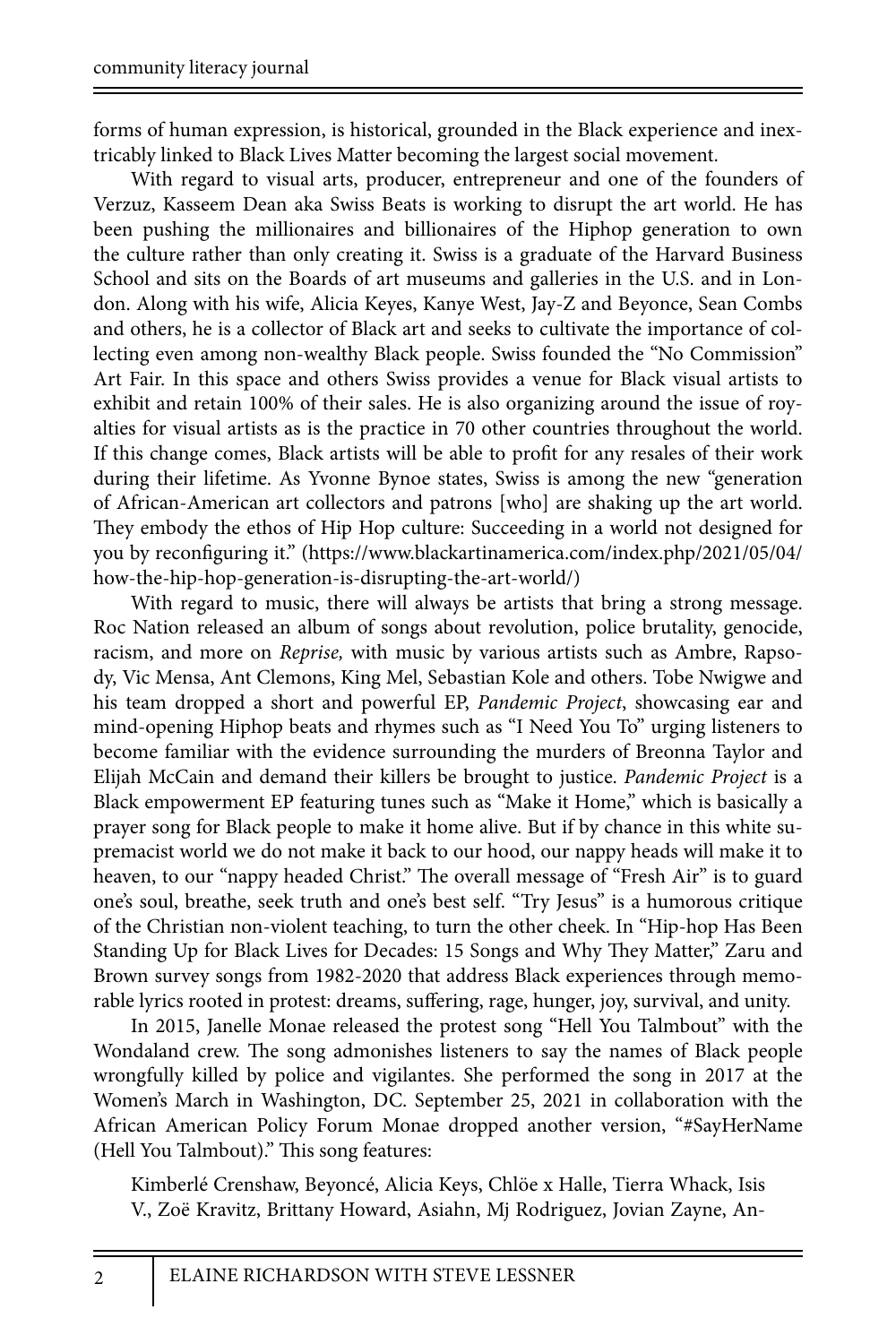forms of human expression, is historical, grounded in the Black experience and inextricably linked to Black Lives Matter becoming the largest social movement.

With regard to visual arts, producer, entrepreneur and one of the founders of Verzuz, Kasseem Dean aka Swiss Beats is working to disrupt the art world. He has been pushing the millionaires and billionaires of the Hiphop generation to own the culture rather than only creating it. Swiss is a graduate of the Harvard Business School and sits on the Boards of art museums and galleries in the U.S. and in London. Along with his wife, Alicia Keyes, Kanye West, Jay-Z and Beyonce, Sean Combs and others, he is a collector of Black art and seeks to cultivate the importance of collecting even among non-wealthy Black people. Swiss founded the "No Commission" Art Fair. In this space and others Swiss provides a venue for Black visual artists to exhibit and retain 100% of their sales. He is also organizing around the issue of royalties for visual artists as is the practice in 70 other countries throughout the world. If this change comes, Black artists will be able to profit for any resales of their work during their lifetime. As Yvonne Bynoe states, Swiss is among the new "generation of African-American art collectors and patrons [who] are shaking up the art world. They embody the ethos of Hip Hop culture: Succeeding in a world not designed for you by reconfiguring it." (https://www.blackartinamerica.com/index.php/2021/05/04/how-the-hip-hop-generation-is-disrupting-the-art-world/)

With regard to music, there will always be artists that bring a strong message. Roc Nation released an album of songs about revolution, police brutality, genocide, racism, and more on *Reprise,* with music by various artists such as Ambre, Rapsody, Vic Mensa, Ant Clemons, King Mel, Sebastian Kole and others. Tobe Nwigwe and his team dropped a short and powerful EP, *Pandemic Project*, showcasing ear and mind-opening Hiphop beats and rhymes such as "I Need You To" urging listeners to become familiar with the evidence surrounding the murders of Breonna Taylor and Elijah McCain and demand their killers be brought to justice. *Pandemic Project* is a Black empowerment EP featuring tunes such as "Make it Home," which is basically a prayer song for Black people to make it home alive. But if by chance in this white supremacist world we do not make it back to our hood, our nappy heads will make it to heaven, to our "nappy headed Christ." The overall message of "Fresh Air" is to guard one's soul, breathe, seek truth and one's best self. "Try Jesus" is a humorous critique of the Christian non-violent teaching, to turn the other cheek. In "Hip-hop Has Been Standing Up for Black Lives for Decades: 15 Songs and Why They Matter," Zaru and Brown survey songs from 1982-2020 that address Black experiences through memorable lyrics rooted in protest: dreams, suffering, rage, hunger, joy, survival, and unity.

In 2015, Janelle Monae released the protest song "Hell You Talmbout" with the Wondaland crew. The song admonishes listeners to say the names of Black people wrongfully killed by police and vigilantes. She performed the song in 2017 at the Women's March in Washington, DC. September 25, 2021 in collaboration with the African American Policy Forum Monae dropped another version, "#SayHerName (Hell You Talmbout)." This song features:

> Kimberlé Crenshaw, Beyoncé, Alicia Keys, Chlöe x Halle, Tierra Whack, Isis V., Zoë Kravitz, Brittany Howard, Asiahn, Mj Rodriguez, Jovian Zayne, An-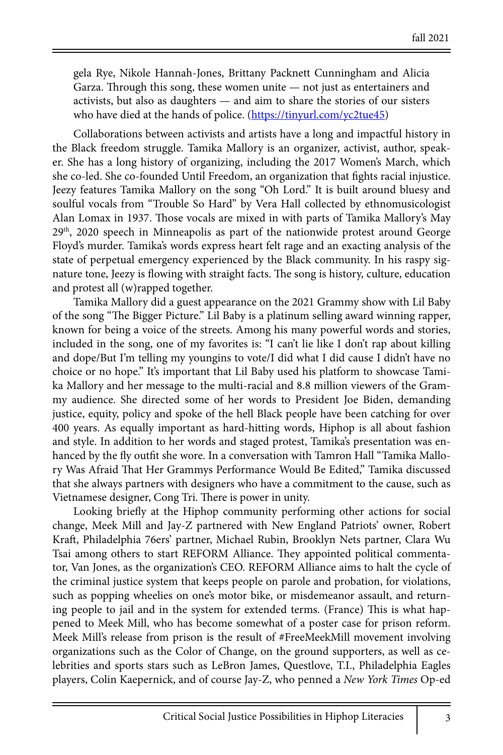gela Rye, Nikole Hannah-Jones, Brittany Packnett Cunningham and Alicia Garza. Through this song, these women unite — not just as entertainers and activists, but also as daughters — and aim to share the stories of our sisters who have died at the hands of police. (https://tinyurl.com/yc2tue45)

Collaborations between activists and artists have a long and impactful history in the Black freedom struggle. Tamika Mallory is an organizer, activist, author, speaker. She has a long history of organizing, including the 2017 Women's March, which she co-led. She co-founded Until Freedom, an organization that fights racial injustice. Jeezy features Tamika Mallory on the song "Oh Lord." It is built around bluesy and soulful vocals from "Trouble So Hard" by Vera Hall collected by ethnomusicologist Alan Lomax in 1937. Those vocals are mixed in with parts of Tamika Mallory's May 29th, 2020 speech in Minneapolis as part of the nationwide protest around George Floyd's murder. Tamika's words express heart felt rage and an exacting analysis of the state of perpetual emergency experienced by the Black community. In his raspy signature tone, Jeezy is flowing with straight facts. The song is history, culture, education and protest all (w)rapped together.

Tamika Mallory did a guest appearance on the 2021 Grammy show with Lil Baby of the song "The Bigger Picture." Lil Baby is a platinum selling award winning rapper, known for being a voice of the streets. Among his many powerful words and stories, included in the song, one of my favorites is: "I can't lie like I don't rap about killing and dope/But I'm telling my youngins to vote/I did what I did cause I didn't have no choice or no hope." It's important that Lil Baby used his platform to showcase Tamika Mallory and her message to the multi-racial and 8.8 million viewers of the Grammy audience. She directed some of her words to President Joe Biden, demanding justice, equity, policy and spoke of the hell Black people have been catching for over 400 years. As equally important as hard-hitting words, Hiphop is all about fashion and style. In addition to her words and staged protest, Tamika's presentation was enhanced by the fly outfit she wore. In a conversation with Tamron Hall "Tamika Mallory Was Afraid That Her Grammys Performance Would Be Edited," Tamika discussed that she always partners with designers who have a commitment to the cause, such as Vietnamese designer, Cong Tri. There is power in unity.

Looking briefly at the Hiphop community performing other actions for social change, Meek Mill and Jay-Z partnered with New England Patriots' owner, Robert Kraft, Philadelphia 76ers' partner, Michael Rubin, Brooklyn Nets partner, Clara Wu Tsai among others to start REFORM Alliance. They appointed political commentator, Van Jones, as the organization's CEO. REFORM Alliance aims to halt the cycle of the criminal justice system that keeps people on parole and probation, for violations, such as popping wheelies on one's motor bike, or misdemeanor assault, and returning people to jail and in the system for extended terms. (France) This is what happened to Meek Mill, who has become somewhat of a poster case for prison reform. Meek Mill's release from prison is the result of #FreeMeekMill movement involving organizations such as the Color of Change, on the ground supporters, as well as celebrities and sports stars such as LeBron James, Questlove, T.I., Philadelphia Eagles players, Colin Kaepernick, and of course Jay-Z, who penned a *New York Times* Op-ed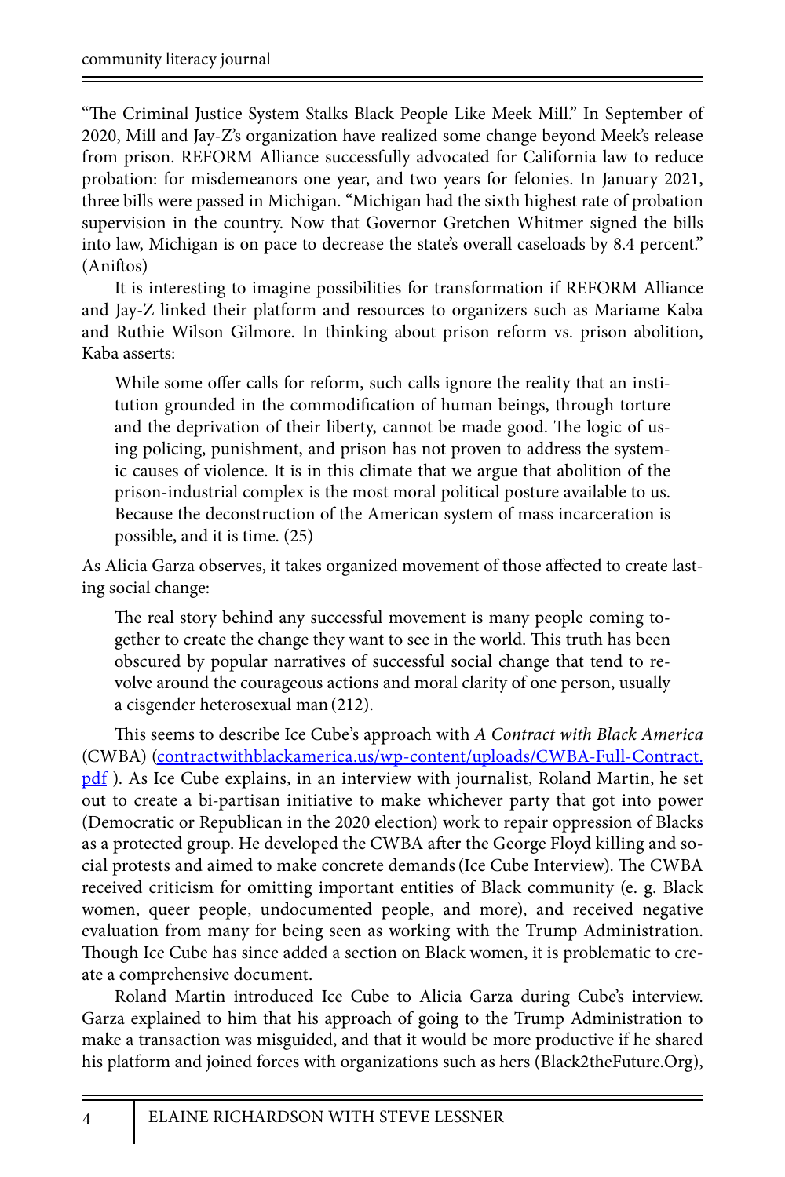"The Criminal Justice System Stalks Black People Like Meek Mill." In September of 2020, Mill and Jay-Z's organization have realized some change beyond Meek's release from prison. REFORM Alliance successfully advocated for California law to reduce probation: for misdemeanors one year, and two years for felonies. In January 2021, three bills were passed in Michigan. "Michigan had the sixth highest rate of probation supervision in the country. Now that Governor Gretchen Whitmer signed the bills into law, Michigan is on pace to decrease the state's overall caseloads by 8.4 percent." (Aniftos)

It is interesting to imagine possibilities for transformation if REFORM Alliance and Jay-Z linked their platform and resources to organizers such as Mariame Kaba and Ruthie Wilson Gilmore. In thinking about prison reform vs. prison abolition, Kaba asserts:

> While some offer calls for reform, such calls ignore the reality that an institution grounded in the commodification of human beings, through torture and the deprivation of their liberty, cannot be made good. The logic of using policing, punishment, and prison has not proven to address the systemic causes of violence. It is in this climate that we argue that abolition of the prison-industrial complex is the most moral political posture available to us. Because the deconstruction of the American system of mass incarceration is possible, and it is time. (25)

As Alicia Garza observes, it takes organized movement of those affected to create lasting social change:

> The real story behind any successful movement is many people coming together to create the change they want to see in the world. This truth has been obscured by popular narratives of successful social change that tend to revolve around the courageous actions and moral clarity of one person, usually a cisgender heterosexual man (212).

This seems to describe Ice Cube's approach with *A Contract with Black America* (CWBA) (contractwithblackamerica.us/wp-content/uploads/CWBA-Full-Contract.pdf ). As Ice Cube explains, in an interview with journalist, Roland Martin, he set out to create a bi-partisan initiative to make whichever party that got into power (Democratic or Republican in the 2020 election) work to repair oppression of Blacks as a protected group. He developed the CWBA after the George Floyd killing and social protests and aimed to make concrete demands (Ice Cube Interview). The CWBA received criticism for omitting important entities of Black community (e. g. Black women, queer people, undocumented people, and more), and received negative evaluation from many for being seen as working with the Trump Administration. Though Ice Cube has since added a section on Black women, it is problematic to create a comprehensive document.

Roland Martin introduced Ice Cube to Alicia Garza during Cube's interview. Garza explained to him that his approach of going to the Trump Administration to make a transaction was misguided, and that it would be more productive if he shared his platform and joined forces with organizations such as hers (Black2theFuture.Org),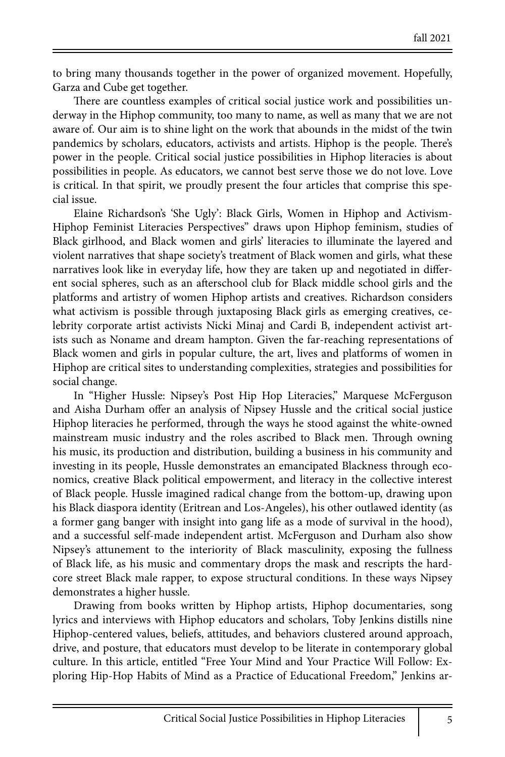to bring many thousands together in the power of organized movement. Hopefully, Garza and Cube get together.

There are countless examples of critical social justice work and possibilities underway in the Hiphop community, too many to name, as well as many that we are not aware of. Our aim is to shine light on the work that abounds in the midst of the twin pandemics by scholars, educators, activists and artists. Hiphop is the people. There's power in the people. Critical social justice possibilities in Hiphop literacies is about possibilities in people. As educators, we cannot best serve those we do not love. Love is critical. In that spirit, we proudly present the four articles that comprise this special issue.

Elaine Richardson's 'She Ugly': Black Girls, Women in Hiphop and Activism-Hiphop Feminist Literacies Perspectives" draws upon Hiphop feminism, studies of Black girlhood, and Black women and girls' literacies to illuminate the layered and violent narratives that shape society's treatment of Black women and girls, what these narratives look like in everyday life, how they are taken up and negotiated in different social spheres, such as an afterschool club for Black middle school girls and the platforms and artistry of women Hiphop artists and creatives. Richardson considers what activism is possible through juxtaposing Black girls as emerging creatives, celebrity corporate artist activists Nicki Minaj and Cardi B, independent activist artists such as Noname and dream hampton. Given the far-reaching representations of Black women and girls in popular culture, the art, lives and platforms of women in Hiphop are critical sites to understanding complexities, strategies and possibilities for social change.

In "Higher Hussle: Nipsey's Post Hip Hop Literacies," Marquese McFerguson and Aisha Durham offer an analysis of Nipsey Hussle and the critical social justice Hiphop literacies he performed, through the ways he stood against the white-owned mainstream music industry and the roles ascribed to Black men. Through owning his music, its production and distribution, building a business in his community and investing in its people, Hussle demonstrates an emancipated Blackness through economics, creative Black political empowerment, and literacy in the collective interest of Black people. Hussle imagined radical change from the bottom-up, drawing upon his Black diaspora identity (Eritrean and Los-Angeles), his other outlawed identity (as a former gang banger with insight into gang life as a mode of survival in the hood), and a successful self-made independent artist. McFerguson and Durham also show Nipsey's attunement to the interiority of Black masculinity, exposing the fullness of Black life, as his music and commentary drops the mask and rescripts the hardcore street Black male rapper, to expose structural conditions. In these ways Nipsey demonstrates a higher hussle.

Drawing from books written by Hiphop artists, Hiphop documentaries, song lyrics and interviews with Hiphop educators and scholars, Toby Jenkins distills nine Hiphop-centered values, beliefs, attitudes, and behaviors clustered around approach, drive, and posture, that educators must develop to be literate in contemporary global culture. In this article, entitled "Free Your Mind and Your Practice Will Follow: Exploring Hip-Hop Habits of Mind as a Practice of Educational Freedom," Jenkins ar-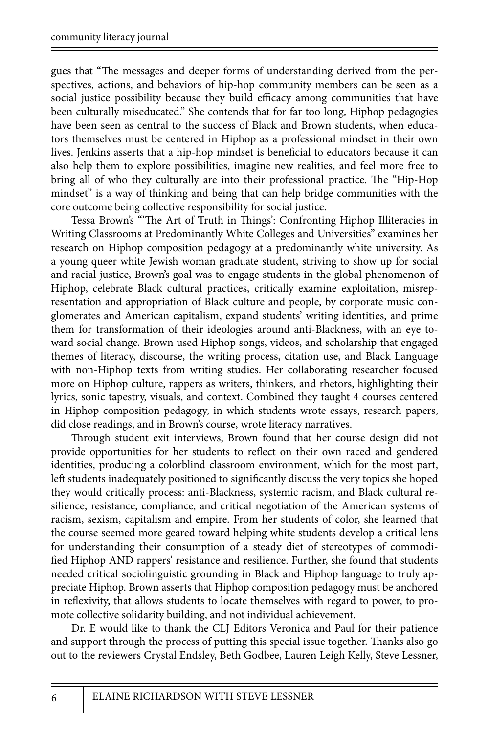gues that "The messages and deeper forms of understanding derived from the perspectives, actions, and behaviors of hip-hop community members can be seen as a social justice possibility because they build efficacy among communities that have been culturally miseducated." She contends that for far too long, Hiphop pedagogies have been seen as central to the success of Black and Brown students, when educators themselves must be centered in Hiphop as a professional mindset in their own lives. Jenkins asserts that a hip-hop mindset is beneficial to educators because it can also help them to explore possibilities, imagine new realities, and feel more free to bring all of who they culturally are into their professional practice. The "Hip-Hop mindset" is a way of thinking and being that can help bridge communities with the core outcome being collective responsibility for social justice.

Tessa Brown's "'The Art of Truth in Things': Confronting Hiphop Illiteracies in Writing Classrooms at Predominantly White Colleges and Universities" examines her research on Hiphop composition pedagogy at a predominantly white university. As a young queer white Jewish woman graduate student, striving to show up for social and racial justice, Brown's goal was to engage students in the global phenomenon of Hiphop, celebrate Black cultural practices, critically examine exploitation, misrepresentation and appropriation of Black culture and people, by corporate music conglomerates and American capitalism, expand students' writing identities, and prime them for transformation of their ideologies around anti-Blackness, with an eye toward social change. Brown used Hiphop songs, videos, and scholarship that engaged themes of literacy, discourse, the writing process, citation use, and Black Language with non-Hiphop texts from writing studies. Her collaborating researcher focused more on Hiphop culture, rappers as writers, thinkers, and rhetors, highlighting their lyrics, sonic tapestry, visuals, and context. Combined they taught 4 courses centered in Hiphop composition pedagogy, in which students wrote essays, research papers, did close readings, and in Brown's course, wrote literacy narratives.

Through student exit interviews, Brown found that her course design did not provide opportunities for her students to reflect on their own raced and gendered identities, producing a colorblind classroom environment, which for the most part, left students inadequately positioned to significantly discuss the very topics she hoped they would critically process: anti-Blackness, systemic racism, and Black cultural resilience, resistance, compliance, and critical negotiation of the American systems of racism, sexism, capitalism and empire. From her students of color, she learned that the course seemed more geared toward helping white students develop a critical lens for understanding their consumption of a steady diet of stereotypes of commodified Hiphop AND rappers' resistance and resilience. Further, she found that students needed critical sociolinguistic grounding in Black and Hiphop language to truly appreciate Hiphop. Brown asserts that Hiphop composition pedagogy must be anchored in reflexivity, that allows students to locate themselves with regard to power, to promote collective solidarity building, and not individual achievement.

Dr. E would like to thank the CLJ Editors Veronica and Paul for their patience and support through the process of putting this special issue together. Thanks also go out to the reviewers Crystal Endsley, Beth Godbee, Lauren Leigh Kelly, Steve Lessner,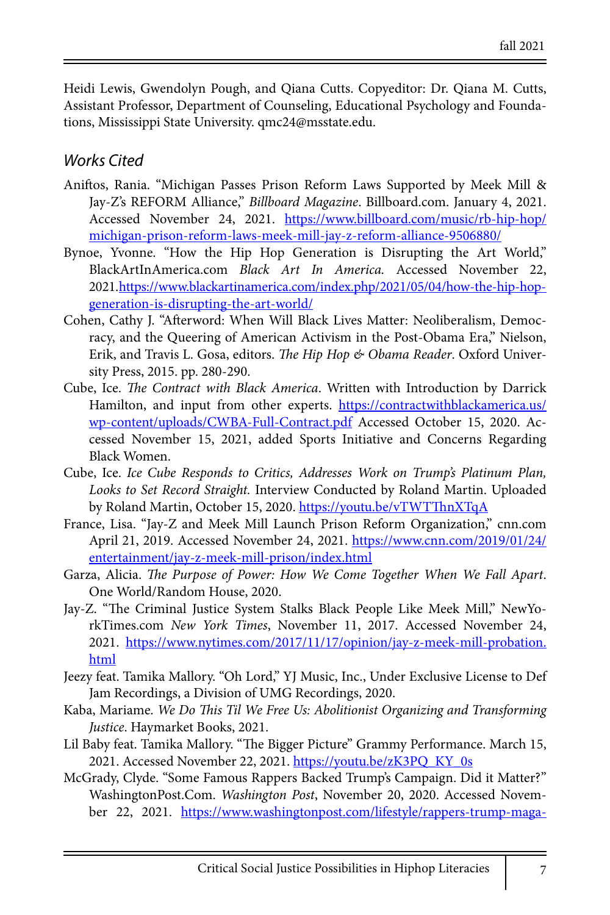Heidi Lewis, Gwendolyn Pough, and Qiana Cutts. Copyeditor: Dr. Qiana M. Cutts, Assistant Professor, Department of Counseling, Educational Psychology and Foundations, Mississippi State University. qmc24@msstate.edu.

## *Works Cited*

Aniftos, Rania. "Michigan Passes Prison Reform Laws Supported by Meek Mill & Jay-Z's REFORM Alliance," *Billboard Magazine*. Billboard.com. January 4, 2021. Accessed November 24, 2021. https://www.billboard.com/music/rb-hip-hop/michigan-prison-reform-laws-meek-mill-jay-z-reform-alliance-9506880/

Bynoe, Yvonne. "How the Hip Hop Generation is Disrupting the Art World," BlackArtInAmerica.com *Black Art In America.* Accessed November 22, 2021.https://www.blackartinamerica.com/index.php/2021/05/04/how-the-hip-hop-generation-is-disrupting-the-art-world/

Cohen, Cathy J. "Afterword: When Will Black Lives Matter: Neoliberalism, Democracy, and the Queering of American Activism in the Post-Obama Era," Nielson, Erik, and Travis L. Gosa, editors. *The Hip Hop & Obama Reader*. Oxford University Press, 2015. pp. 280-290.

Cube, Ice. *The Contract with Black America*. Written with Introduction by Darrick Hamilton, and input from other experts. https://contractwithblackamerica.us/wp-content/uploads/CWBA-Full-Contract.pdf Accessed October 15, 2020. Accessed November 15, 2021, added Sports Initiative and Concerns Regarding Black Women.

Cube, Ice. *Ice Cube Responds to Critics, Addresses Work on Trump's Platinum Plan, Looks to Set Record Straight.* Interview Conducted by Roland Martin. Uploaded by Roland Martin, October 15, 2020. https://youtu.be/vTWTThnXTqA

France, Lisa. "Jay-Z and Meek Mill Launch Prison Reform Organization," cnn.com April 21, 2019. Accessed November 24, 2021. https://www.cnn.com/2019/01/24/entertainment/jay-z-meek-mill-prison/index.html

Garza, Alicia. *The Purpose of Power: How We Come Together When We Fall Apart*. One World/Random House, 2020.

Jay-Z. "The Criminal Justice System Stalks Black People Like Meek Mill," NewYorkTimes.com *New York Times*, November 11, 2017. Accessed November 24, 2021. https://www.nytimes.com/2017/11/17/opinion/jay-z-meek-mill-probation.html

Jeezy feat. Tamika Mallory. "Oh Lord," YJ Music, Inc., Under Exclusive License to Def Jam Recordings, a Division of UMG Recordings, 2020.

Kaba, Mariame. *We Do This Til We Free Us: Abolitionist Organizing and Transforming Justice*. Haymarket Books, 2021.

Lil Baby feat. Tamika Mallory. "The Bigger Picture" Grammy Performance. March 15, 2021. Accessed November 22, 2021. https://youtu.be/zK3PQ_KY_0s

McGrady, Clyde. "Some Famous Rappers Backed Trump's Campaign. Did it Matter?" WashingtonPost.Com. *Washington Post*, November 20, 2020. Accessed November 22, 2021. https://www.washingtonpost.com/lifestyle/rappers-trump-maga-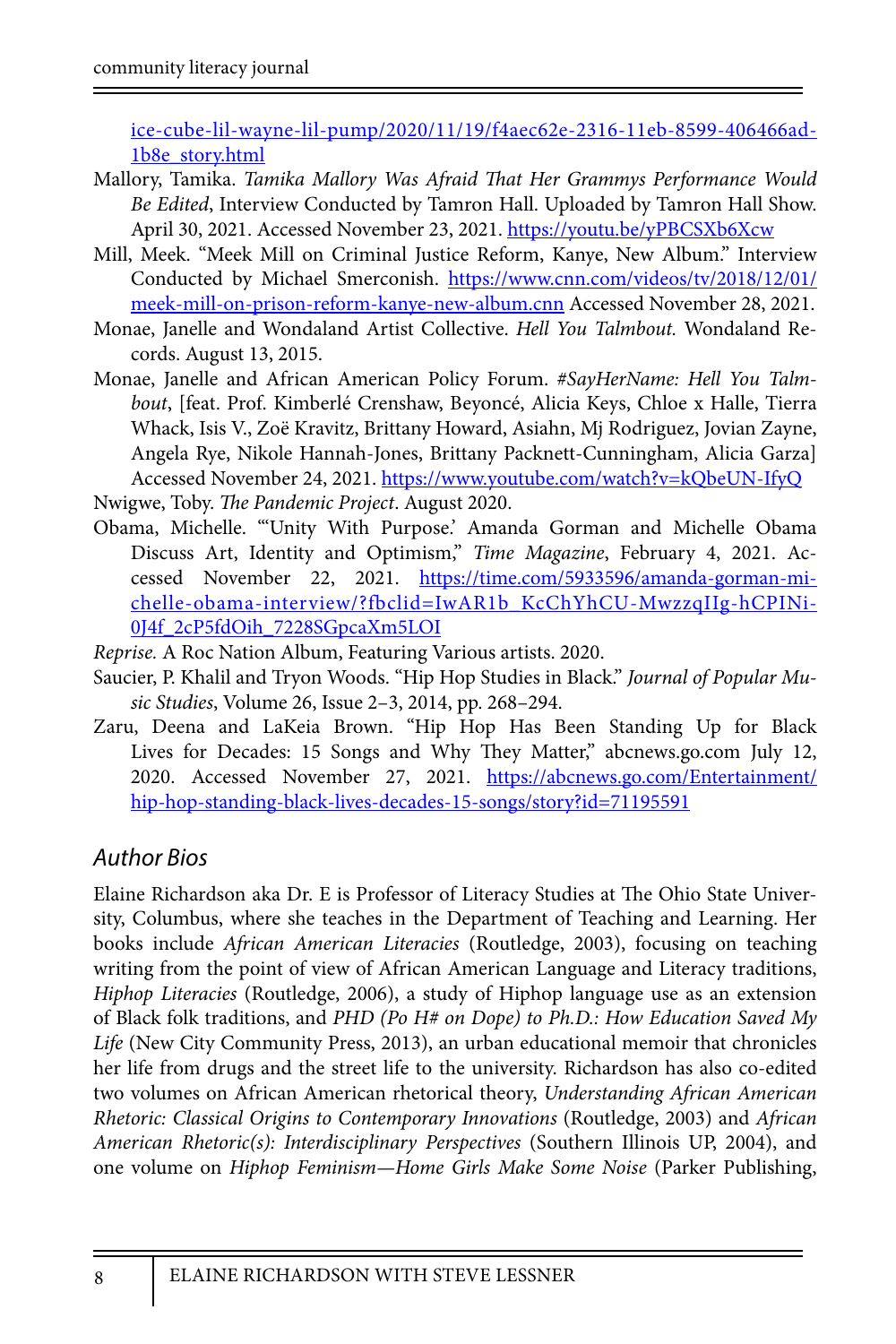ice-cube-lil-wayne-lil-pump/2020/11/19/f4aec62e-2316-11eb-8599-406466ad-1b8e_story.html

Mallory, Tamika. *Tamika Mallory Was Afraid That Her Grammys Performance Would Be Edited*, Interview Conducted by Tamron Hall. Uploaded by Tamron Hall Show. April 30, 2021. Accessed November 23, 2021. https://youtu.be/yPBCSXb6Xcw

Mill, Meek. "Meek Mill on Criminal Justice Reform, Kanye, New Album." Interview Conducted by Michael Smerconish. https://www.cnn.com/videos/tv/2018/12/01/meek-mill-on-prison-reform-kanye-new-album.cnn Accessed November 28, 2021.

Monae, Janelle and Wondaland Artist Collective. *Hell You Talmbout.* Wondaland Records. August 13, 2015.

Monae, Janelle and African American Policy Forum. *#SayHerName: Hell You Talmbout*, [feat. Prof. Kimberlé Crenshaw, Beyoncé, Alicia Keys, Chloe x Halle, Tierra Whack, Isis V., Zoë Kravitz, Brittany Howard, Asiahn, Mj Rodriguez, Jovian Zayne, Angela Rye, Nikole Hannah-Jones, Brittany Packnett-Cunningham, Alicia Garza] Accessed November 24, 2021. https://www.youtube.com/watch?v=kQbeUN-IfyQ

Nwigwe, Toby. *The Pandemic Project*. August 2020.

Obama, Michelle. "'Unity With Purpose.' Amanda Gorman and Michelle Obama Discuss Art, Identity and Optimism," *Time Magazine*, February 4, 2021. Accessed November 22, 2021. https://time.com/5933596/amanda-gorman-michelle-obama-interview/?fbclid=IwAR1b_KcChYhCU-MwzzqIIg-hCPINi-0J4f_2cP5fdOih_7228SGpcaXm5LOI

*Reprise.* A Roc Nation Album, Featuring Various artists. 2020.

Saucier, P. Khalil and Tryon Woods. "Hip Hop Studies in Black." *Journal of Popular Music Studies*, Volume 26, Issue 2–3, 2014, pp. 268–294.

Zaru, Deena and LaKeia Brown. "Hip Hop Has Been Standing Up for Black Lives for Decades: 15 Songs and Why They Matter," abcnews.go.com July 12, 2020. Accessed November 27, 2021. https://abcnews.go.com/Entertainment/hip-hop-standing-black-lives-decades-15-songs/story?id=71195591

## Author Bios

Elaine Richardson aka Dr. E is Professor of Literacy Studies at The Ohio State University, Columbus, where she teaches in the Department of Teaching and Learning. Her books include *African American Literacies* (Routledge, 2003), focusing on teaching writing from the point of view of African American Language and Literacy traditions, *Hiphop Literacies* (Routledge, 2006), a study of Hiphop language use as an extension of Black folk traditions, and *PHD (Po H# on Dope) to Ph.D.: How Education Saved My Life* (New City Community Press, 2013), an urban educational memoir that chronicles her life from drugs and the street life to the university. Richardson has also co-edited two volumes on African American rhetorical theory, *Understanding African American Rhetoric: Classical Origins to Contemporary Innovations* (Routledge, 2003) and *African American Rhetoric(s): Interdisciplinary Perspectives* (Southern Illinois UP, 2004), and one volume on *Hiphop Feminism—Home Girls Make Some Noise* (Parker Publishing,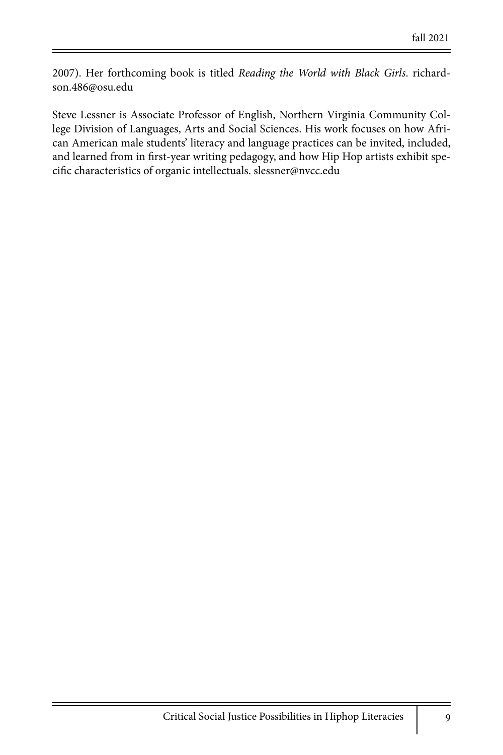2007). Her forthcoming book is titled *Reading the World with Black Girls*. richardson.486@osu.edu

Steve Lessner is Associate Professor of English, Northern Virginia Community College Division of Languages, Arts and Social Sciences. His work focuses on how African American male students' literacy and language practices can be invited, included, and learned from in first-year writing pedagogy, and how Hip Hop artists exhibit specific characteristics of organic intellectuals. slessner@nvcc.edu